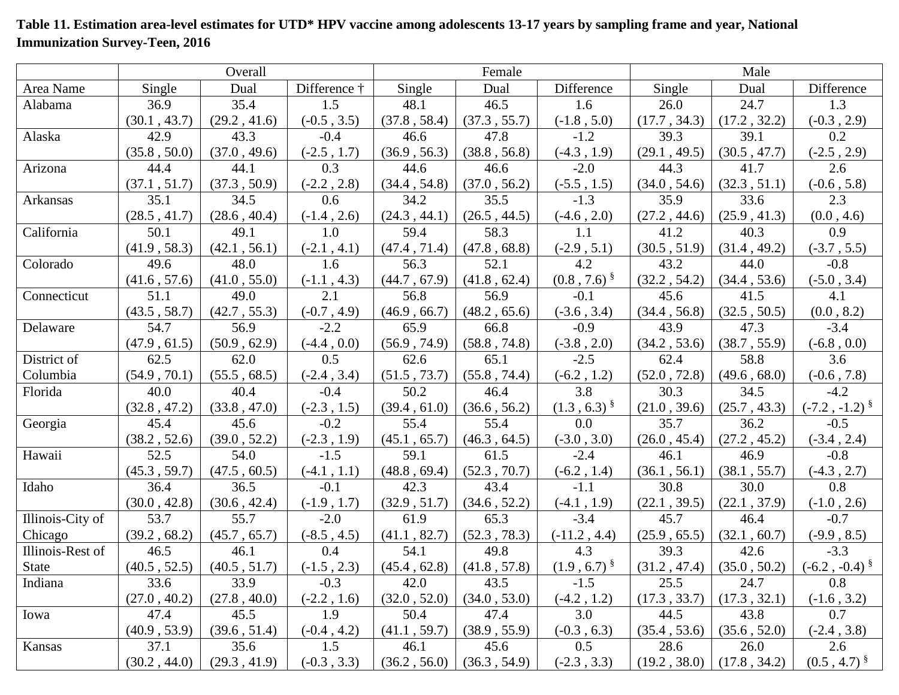**Table 11. Estimation area-level estimates for UTD* HPV vaccine among adolescents 13-17 years by sampling frame and year, National Immunization Survey-Teen, 2016**

| | Overall | | | Female | | | Male | | |
|---|---|---|---|---|---|---|---|---|---|
| Area Name | Single | Dual | Difference † | Single | Dual | Difference | Single | Dual | Difference |
| Alabama | 36.9 (30.1 , 43.7) | 35.4 (29.2 , 41.6) | 1.5 (-0.5 , 3.5) | 48.1 (37.8 , 58.4) | 46.5 (37.3 , 55.7) | 1.6 (-1.8 , 5.0) | 26.0 (17.7 , 34.3) | 24.7 (17.2 , 32.2) | 1.3 (-0.3 , 2.9) |
| Alaska | 42.9 (35.8 , 50.0) | 43.3 (37.0 , 49.6) | -0.4 (-2.5 , 1.7) | 46.6 (36.9 , 56.3) | 47.8 (38.8 , 56.8) | -1.2 (-4.3 , 1.9) | 39.3 (29.1 , 49.5) | 39.1 (30.5 , 47.7) | 0.2 (-2.5 , 2.9) |
| Arizona | 44.4 (37.1 , 51.7) | 44.1 (37.3 , 50.9) | 0.3 (-2.2 , 2.8) | 44.6 (34.4 , 54.8) | 46.6 (37.0 , 56.2) | -2.0 (-5.5 , 1.5) | 44.3 (34.0 , 54.6) | 41.7 (32.3 , 51.1) | 2.6 (-0.6 , 5.8) |
| Arkansas | 35.1 (28.5 , 41.7) | 34.5 (28.6 , 40.4) | 0.6 (-1.4 , 2.6) | 34.2 (24.3 , 44.1) | 35.5 (26.5 , 44.5) | -1.3 (-4.6 , 2.0) | 35.9 (27.2 , 44.6) | 33.6 (25.9 , 41.3) | 2.3 (0.0 , 4.6) |
| California | 50.1 (41.9 , 58.3) | 49.1 (42.1 , 56.1) | 1.0 (-2.1 , 4.1) | 59.4 (47.4 , 71.4) | 58.3 (47.8 , 68.8) | 1.1 (-2.9 , 5.1) | 41.2 (30.5 , 51.9) | 40.3 (31.4 , 49.2) | 0.9 (-3.7 , 5.5) |
| Colorado | 49.6 (41.6 , 57.6) | 48.0 (41.0 , 55.0) | 1.6 (-1.1 , 4.3) | 56.3 (44.7 , 67.9) | 52.1 (41.8 , 62.4) | 4.2 (0.8 , 7.6) § | 43.2 (32.2 , 54.2) | 44.0 (34.4 , 53.6) | -0.8 (-5.0 , 3.4) |
| Connecticut | 51.1 (43.5 , 58.7) | 49.0 (42.7 , 55.3) | 2.1 (-0.7 , 4.9) | 56.8 (46.9 , 66.7) | 56.9 (48.2 , 65.6) | -0.1 (-3.6 , 3.4) | 45.6 (34.4 , 56.8) | 41.5 (32.5 , 50.5) | 4.1 (0.0 , 8.2) |
| Delaware | 54.7 (47.9 , 61.5) | 56.9 (50.9 , 62.9) | -2.2 (-4.4 , 0.0) | 65.9 (56.9 , 74.9) | 66.8 (58.8 , 74.8) | -0.9 (-3.8 , 2.0) | 43.9 (34.2 , 53.6) | 47.3 (38.7 , 55.9) | -3.4 (-6.8 , 0.0) |
| District of Columbia | 62.5 (54.9 , 70.1) | 62.0 (55.5 , 68.5) | 0.5 (-2.4 , 3.4) | 62.6 (51.5 , 73.7) | 65.1 (55.8 , 74.4) | -2.5 (-6.2 , 1.2) | 62.4 (52.0 , 72.8) | 58.8 (49.6 , 68.0) | 3.6 (-0.6 , 7.8) |
| Florida | 40.0 (32.8 , 47.2) | 40.4 (33.8 , 47.0) | -0.4 (-2.3 , 1.5) | 50.2 (39.4 , 61.0) | 46.4 (36.6 , 56.2) | 3.8 (1.3 , 6.3) § | 30.3 (21.0 , 39.6) | 34.5 (25.7 , 43.3) | -4.2 (-7.2 , -1.2) § |
| Georgia | 45.4 (38.2 , 52.6) | 45.6 (39.0 , 52.2) | -0.2 (-2.3 , 1.9) | 55.4 (45.1 , 65.7) | 55.4 (46.3 , 64.5) | 0.0 (-3.0 , 3.0) | 35.7 (26.0 , 45.4) | 36.2 (27.2 , 45.2) | -0.5 (-3.4 , 2.4) |
| Hawaii | 52.5 (45.3 , 59.7) | 54.0 (47.5 , 60.5) | -1.5 (-4.1 , 1.1) | 59.1 (48.8 , 69.4) | 61.5 (52.3 , 70.7) | -2.4 (-6.2 , 1.4) | 46.1 (36.1 , 56.1) | 46.9 (38.1 , 55.7) | -0.8 (-4.3 , 2.7) |
| Idaho | 36.4 (30.0 , 42.8) | 36.5 (30.6 , 42.4) | -0.1 (-1.9 , 1.7) | 42.3 (32.9 , 51.7) | 43.4 (34.6 , 52.2) | -1.1 (-4.1 , 1.9) | 30.8 (22.1 , 39.5) | 30.0 (22.1 , 37.9) | 0.8 (-1.0 , 2.6) |
| Illinois-City of Chicago | 53.7 (39.2 , 68.2) | 55.7 (45.7 , 65.7) | -2.0 (-8.5 , 4.5) | 61.9 (41.1 , 82.7) | 65.3 (52.3 , 78.3) | -3.4 (-11.2 , 4.4) | 45.7 (25.9 , 65.5) | 46.4 (32.1 , 60.7) | -0.7 (-9.9 , 8.5) |
| Illinois-Rest of State | 46.5 (40.5 , 52.5) | 46.1 (40.5 , 51.7) | 0.4 (-1.5 , 2.3) | 54.1 (45.4 , 62.8) | 49.8 (41.8 , 57.8) | 4.3 (1.9 , 6.7) § | 39.3 (31.2 , 47.4) | 42.6 (35.0 , 50.2) | -3.3 (-6.2 , -0.4) § |
| Indiana | 33.6 (27.0 , 40.2) | 33.9 (27.8 , 40.0) | -0.3 (-2.2 , 1.6) | 42.0 (32.0 , 52.0) | 43.5 (34.0 , 53.0) | -1.5 (-4.2 , 1.2) | 25.5 (17.3 , 33.7) | 24.7 (17.3 , 32.1) | 0.8 (-1.6 , 3.2) |
| Iowa | 47.4 (40.9 , 53.9) | 45.5 (39.6 , 51.4) | 1.9 (-0.4 , 4.2) | 50.4 (41.1 , 59.7) | 47.4 (38.9 , 55.9) | 3.0 (-0.3 , 6.3) | 44.5 (35.4 , 53.6) | 43.8 (35.6 , 52.0) | 0.7 (-2.4 , 3.8) |
| Kansas | 37.1 (30.2 , 44.0) | 35.6 (29.3 , 41.9) | 1.5 (-0.3 , 3.3) | 46.1 (36.2 , 56.0) | 45.6 (36.3 , 54.9) | 0.5 (-2.3 , 3.3) | 28.6 (19.2 , 38.0) | 26.0 (17.8 , 34.2) | 2.6 (0.5 , 4.7) § |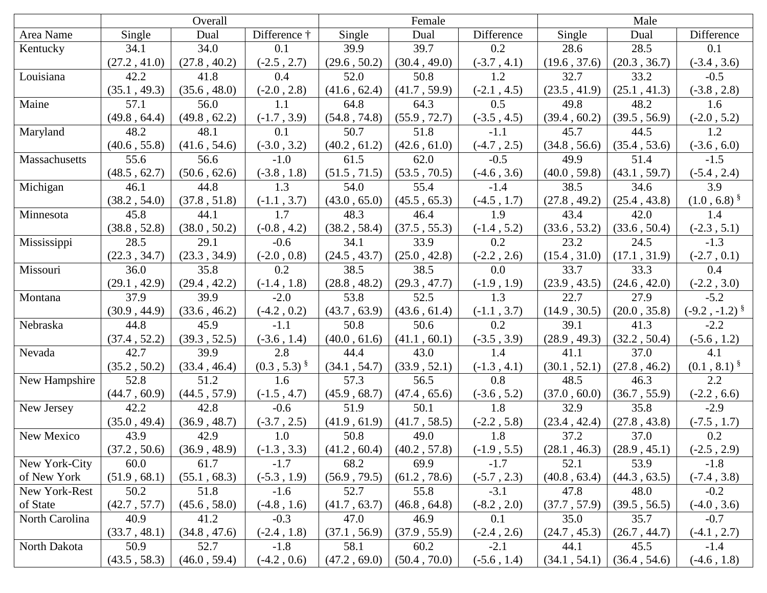| | Overall | | | Female | | | Male | | |
|---|---|---|---|---|---|---|---|---|---|
| Area Name | Single | Dual | Difference † | Single | Dual | Difference | Single | Dual | Difference |
| Kentucky | 34.1 (27.2 , 41.0) | 34.0 (27.8 , 40.2) | 0.1 (-2.5 , 2.7) | 39.9 (29.6 , 50.2) | 39.7 (30.4 , 49.0) | 0.2 (-3.7 , 4.1) | 28.6 (19.6 , 37.6) | 28.5 (20.3 , 36.7) | 0.1 (-3.4 , 3.6) |
| Louisiana | 42.2 (35.1 , 49.3) | 41.8 (35.6 , 48.0) | 0.4 (-2.0 , 2.8) | 52.0 (41.6 , 62.4) | 50.8 (41.7 , 59.9) | 1.2 (-2.1 , 4.5) | 32.7 (23.5 , 41.9) | 33.2 (25.1 , 41.3) | -0.5 (-3.8 , 2.8) |
| Maine | 57.1 (49.8 , 64.4) | 56.0 (49.8 , 62.2) | 1.1 (-1.7 , 3.9) | 64.8 (54.8 , 74.8) | 64.3 (55.9 , 72.7) | 0.5 (-3.5 , 4.5) | 49.8 (39.4 , 60.2) | 48.2 (39.5 , 56.9) | 1.6 (-2.0 , 5.2) |
| Maryland | 48.2 (40.6 , 55.8) | 48.1 (41.6 , 54.6) | 0.1 (-3.0 , 3.2) | 50.7 (40.2 , 61.2) | 51.8 (42.6 , 61.0) | -1.1 (-4.7 , 2.5) | 45.7 (34.8 , 56.6) | 44.5 (35.4 , 53.6) | 1.2 (-3.6 , 6.0) |
| Massachusetts | 55.6 (48.5 , 62.7) | 56.6 (50.6 , 62.6) | -1.0 (-3.8 , 1.8) | 61.5 (51.5 , 71.5) | 62.0 (53.5 , 70.5) | -0.5 (-4.6 , 3.6) | 49.9 (40.0 , 59.8) | 51.4 (43.1 , 59.7) | -1.5 (-5.4 , 2.4) |
| Michigan | 46.1 (38.2 , 54.0) | 44.8 (37.8 , 51.8) | 1.3 (-1.1 , 3.7) | 54.0 (43.0 , 65.0) | 55.4 (45.5 , 65.3) | -1.4 (-4.5 , 1.7) | 38.5 (27.8 , 49.2) | 34.6 (25.4 , 43.8) | 3.9 (1.0 , 6.8) § |
| Minnesota | 45.8 (38.8 , 52.8) | 44.1 (38.0 , 50.2) | 1.7 (-0.8 , 4.2) | 48.3 (38.2 , 58.4) | 46.4 (37.5 , 55.3) | 1.9 (-1.4 , 5.2) | 43.4 (33.6 , 53.2) | 42.0 (33.6 , 50.4) | 1.4 (-2.3 , 5.1) |
| Mississippi | 28.5 (22.3 , 34.7) | 29.1 (23.3 , 34.9) | -0.6 (-2.0 , 0.8) | 34.1 (24.5 , 43.7) | 33.9 (25.0 , 42.8) | 0.2 (-2.2 , 2.6) | 23.2 (15.4 , 31.0) | 24.5 (17.1 , 31.9) | -1.3 (-2.7 , 0.1) |
| Missouri | 36.0 (29.1 , 42.9) | 35.8 (29.4 , 42.2) | 0.2 (-1.4 , 1.8) | 38.5 (28.8 , 48.2) | 38.5 (29.3 , 47.7) | 0.0 (-1.9 , 1.9) | 33.7 (23.9 , 43.5) | 33.3 (24.6 , 42.0) | 0.4 (-2.2 , 3.0) |
| Montana | 37.9 (30.9 , 44.9) | 39.9 (33.6 , 46.2) | -2.0 (-4.2 , 0.2) | 53.8 (43.7 , 63.9) | 52.5 (43.6 , 61.4) | 1.3 (-1.1 , 3.7) | 22.7 (14.9 , 30.5) | 27.9 (20.0 , 35.8) | -5.2 (-9.2 , -1.2) § |
| Nebraska | 44.8 (37.4 , 52.2) | 45.9 (39.3 , 52.5) | -1.1 (-3.6 , 1.4) | 50.8 (40.0 , 61.6) | 50.6 (41.1 , 60.1) | 0.2 (-3.5 , 3.9) | 39.1 (28.9 , 49.3) | 41.3 (32.2 , 50.4) | -2.2 (-5.6 , 1.2) |
| Nevada | 42.7 (35.2 , 50.2) | 39.9 (33.4 , 46.4) | 2.8 (0.3 , 5.3) § | 44.4 (34.1 , 54.7) | 43.0 (33.9 , 52.1) | 1.4 (-1.3 , 4.1) | 41.1 (30.1 , 52.1) | 37.0 (27.8 , 46.2) | 4.1 (0.1 , 8.1) § |
| New Hampshire | 52.8 (44.7 , 60.9) | 51.2 (44.5 , 57.9) | 1.6 (-1.5 , 4.7) | 57.3 (45.9 , 68.7) | 56.5 (47.4 , 65.6) | 0.8 (-3.6 , 5.2) | 48.5 (37.0 , 60.0) | 46.3 (36.7 , 55.9) | 2.2 (-2.2 , 6.6) |
| New Jersey | 42.2 (35.0 , 49.4) | 42.8 (36.9 , 48.7) | -0.6 (-3.7 , 2.5) | 51.9 (41.9 , 61.9) | 50.1 (41.7 , 58.5) | 1.8 (-2.2 , 5.8) | 32.9 (23.4 , 42.4) | 35.8 (27.8 , 43.8) | -2.9 (-7.5 , 1.7) |
| New Mexico | 43.9 (37.2 , 50.6) | 42.9 (36.9 , 48.9) | 1.0 (-1.3 , 3.3) | 50.8 (41.2 , 60.4) | 49.0 (40.2 , 57.8) | 1.8 (-1.9 , 5.5) | 37.2 (28.1 , 46.3) | 37.0 (28.9 , 45.1) | 0.2 (-2.5 , 2.9) |
| New York-City of New York | 60.0 (51.9 , 68.1) | 61.7 (55.1 , 68.3) | -1.7 (-5.3 , 1.9) | 68.2 (56.9 , 79.5) | 69.9 (61.2 , 78.6) | -1.7 (-5.7 , 2.3) | 52.1 (40.8 , 63.4) | 53.9 (44.3 , 63.5) | -1.8 (-7.4 , 3.8) |
| New York-Rest of State | 50.2 (42.7 , 57.7) | 51.8 (45.6 , 58.0) | -1.6 (-4.8 , 1.6) | 52.7 (41.7 , 63.7) | 55.8 (46.8 , 64.8) | -3.1 (-8.2 , 2.0) | 47.8 (37.7 , 57.9) | 48.0 (39.5 , 56.5) | -0.2 (-4.0 , 3.6) |
| North Carolina | 40.9 (33.7 , 48.1) | 41.2 (34.8 , 47.6) | -0.3 (-2.4 , 1.8) | 47.0 (37.1 , 56.9) | 46.9 (37.9 , 55.9) | 0.1 (-2.4 , 2.6) | 35.0 (24.7 , 45.3) | 35.7 (26.7 , 44.7) | -0.7 (-4.1 , 2.7) |
| North Dakota | 50.9 (43.5 , 58.3) | 52.7 (46.0 , 59.4) | -1.8 (-4.2 , 0.6) | 58.1 (47.2 , 69.0) | 60.2 (50.4 , 70.0) | -2.1 (-5.6 , 1.4) | 44.1 (34.1 , 54.1) | 45.5 (36.4 , 54.6) | -1.4 (-4.6 , 1.8) |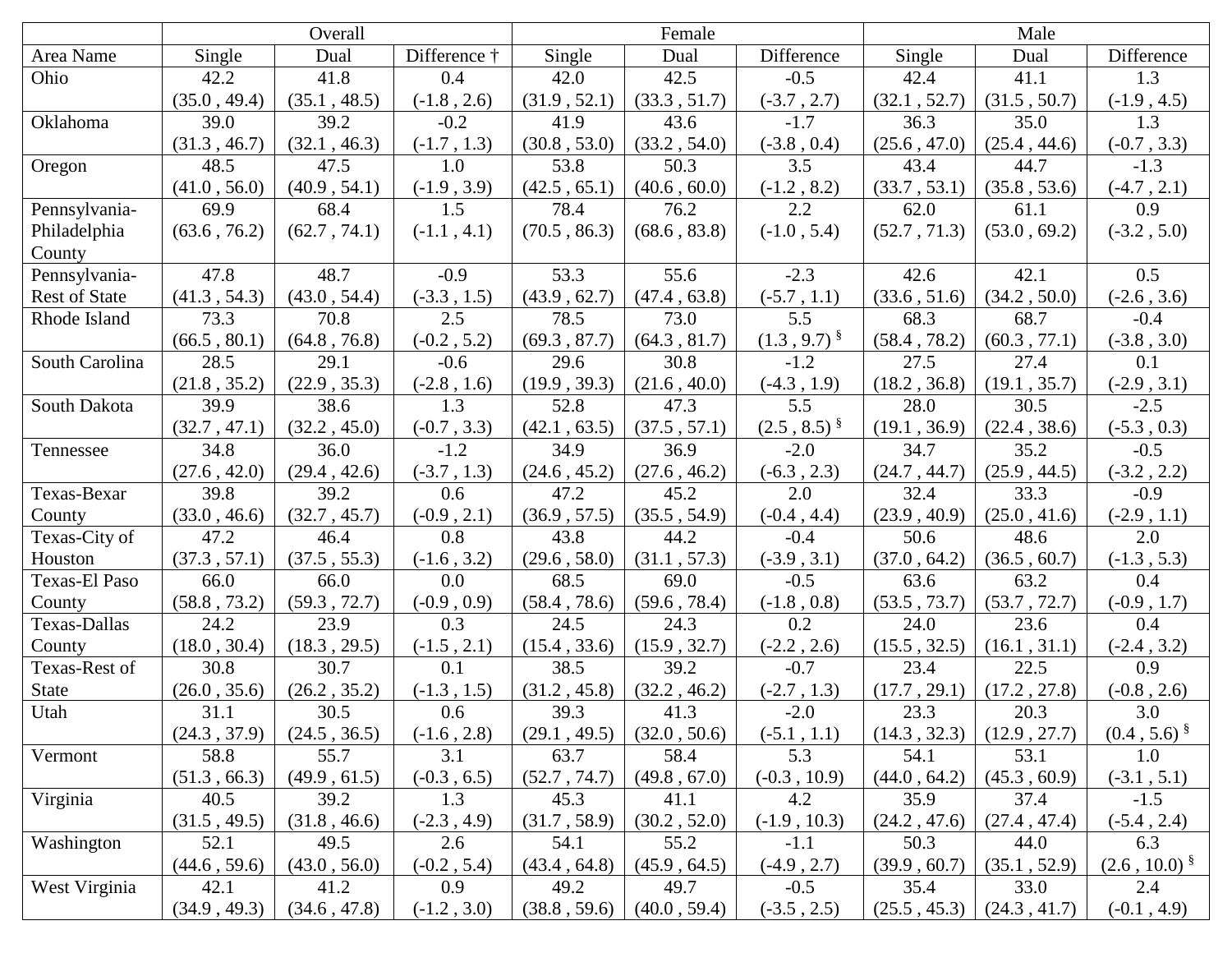| | Overall | | | Female | | | Male | | |
|---|---|---|---|---|---|---|---|---|---|
| Area Name | Single | Dual | Difference † | Single | Dual | Difference | Single | Dual | Difference |
| Ohio | 42.2 (35.0 , 49.4) | 41.8 (35.1 , 48.5) | 0.4 (-1.8 , 2.6) | 42.0 (31.9 , 52.1) | 42.5 (33.3 , 51.7) | -0.5 (-3.7 , 2.7) | 42.4 (32.1 , 52.7) | 41.1 (31.5 , 50.7) | 1.3 (-1.9 , 4.5) |
| Oklahoma | 39.0 (31.3 , 46.7) | 39.2 (32.1 , 46.3) | -0.2 (-1.7 , 1.3) | 41.9 (30.8 , 53.0) | 43.6 (33.2 , 54.0) | -1.7 (-3.8 , 0.4) | 36.3 (25.6 , 47.0) | 35.0 (25.4 , 44.6) | 1.3 (-0.7 , 3.3) |
| Oregon | 48.5 (41.0 , 56.0) | 47.5 (40.9 , 54.1) | 1.0 (-1.9 , 3.9) | 53.8 (42.5 , 65.1) | 50.3 (40.6 , 60.0) | 3.5 (-1.2 , 8.2) | 43.4 (33.7 , 53.1) | 44.7 (35.8 , 53.6) | -1.3 (-4.7 , 2.1) |
| Pennsylvania-Philadelphia County | 69.9 (63.6 , 76.2) | 68.4 (62.7 , 74.1) | 1.5 (-1.1 , 4.1) | 78.4 (70.5 , 86.3) | 76.2 (68.6 , 83.8) | 2.2 (-1.0 , 5.4) | 62.0 (52.7 , 71.3) | 61.1 (53.0 , 69.2) | 0.9 (-3.2 , 5.0) |
| Pennsylvania-Rest of State | 47.8 (41.3 , 54.3) | 48.7 (43.0 , 54.4) | -0.9 (-3.3 , 1.5) | 53.3 (43.9 , 62.7) | 55.6 (47.4 , 63.8) | -2.3 (-5.7 , 1.1) | 42.6 (33.6 , 51.6) | 42.1 (34.2 , 50.0) | 0.5 (-2.6 , 3.6) |
| Rhode Island | 73.3 (66.5 , 80.1) | 70.8 (64.8 , 76.8) | 2.5 (-0.2 , 5.2) | 78.5 (69.3 , 87.7) | 73.0 (64.3 , 81.7) | 5.5 (1.3 , 9.7) § | 68.3 (58.4 , 78.2) | 68.7 (60.3 , 77.1) | -0.4 (-3.8 , 3.0) |
| South Carolina | 28.5 (21.8 , 35.2) | 29.1 (22.9 , 35.3) | -0.6 (-2.8 , 1.6) | 29.6 (19.9 , 39.3) | 30.8 (21.6 , 40.0) | -1.2 (-4.3 , 1.9) | 27.5 (18.2 , 36.8) | 27.4 (19.1 , 35.7) | 0.1 (-2.9 , 3.1) |
| South Dakota | 39.9 (32.7 , 47.1) | 38.6 (32.2 , 45.0) | 1.3 (-0.7 , 3.3) | 52.8 (42.1 , 63.5) | 47.3 (37.5 , 57.1) | 5.5 (2.5 , 8.5) § | 28.0 (19.1 , 36.9) | 30.5 (22.4 , 38.6) | -2.5 (-5.3 , 0.3) |
| Tennessee | 34.8 (27.6 , 42.0) | 36.0 (29.4 , 42.6) | -1.2 (-3.7 , 1.3) | 34.9 (24.6 , 45.2) | 36.9 (27.6 , 46.2) | -2.0 (-6.3 , 2.3) | 34.7 (24.7 , 44.7) | 35.2 (25.9 , 44.5) | -0.5 (-3.2 , 2.2) |
| Texas-Bexar County | 39.8 (33.0 , 46.6) | 39.2 (32.7 , 45.7) | 0.6 (-0.9 , 2.1) | 47.2 (36.9 , 57.5) | 45.2 (35.5 , 54.9) | 2.0 (-0.4 , 4.4) | 32.4 (23.9 , 40.9) | 33.3 (25.0 , 41.6) | -0.9 (-2.9 , 1.1) |
| Texas-City of Houston | 47.2 (37.3 , 57.1) | 46.4 (37.5 , 55.3) | 0.8 (-1.6 , 3.2) | 43.8 (29.6 , 58.0) | 44.2 (31.1 , 57.3) | -0.4 (-3.9 , 3.1) | 50.6 (37.0 , 64.2) | 48.6 (36.5 , 60.7) | 2.0 (-1.3 , 5.3) |
| Texas-El Paso County | 66.0 (58.8 , 73.2) | 66.0 (59.3 , 72.7) | 0.0 (-0.9 , 0.9) | 68.5 (58.4 , 78.6) | 69.0 (59.6 , 78.4) | -0.5 (-1.8 , 0.8) | 63.6 (53.5 , 73.7) | 63.2 (53.7 , 72.7) | 0.4 (-0.9 , 1.7) |
| Texas-Dallas County | 24.2 (18.0 , 30.4) | 23.9 (18.3 , 29.5) | 0.3 (-1.5 , 2.1) | 24.5 (15.4 , 33.6) | 24.3 (15.9 , 32.7) | 0.2 (-2.2 , 2.6) | 24.0 (15.5 , 32.5) | 23.6 (16.1 , 31.1) | 0.4 (-2.4 , 3.2) |
| Texas-Rest of State | 30.8 (26.0 , 35.6) | 30.7 (26.2 , 35.2) | 0.1 (-1.3 , 1.5) | 38.5 (31.2 , 45.8) | 39.2 (32.2 , 46.2) | -0.7 (-2.7 , 1.3) | 23.4 (17.7 , 29.1) | 22.5 (17.2 , 27.8) | 0.9 (-0.8 , 2.6) |
| Utah | 31.1 (24.3 , 37.9) | 30.5 (24.5 , 36.5) | 0.6 (-1.6 , 2.8) | 39.3 (29.1 , 49.5) | 41.3 (32.0 , 50.6) | -2.0 (-5.1 , 1.1) | 23.3 (14.3 , 32.3) | 20.3 (12.9 , 27.7) | 3.0 (0.4 , 5.6) § |
| Vermont | 58.8 (51.3 , 66.3) | 55.7 (49.9 , 61.5) | 3.1 (-0.3 , 6.5) | 63.7 (52.7 , 74.7) | 58.4 (49.8 , 67.0) | 5.3 (-0.3 , 10.9) | 54.1 (44.0 , 64.2) | 53.1 (45.3 , 60.9) | 1.0 (-3.1 , 5.1) |
| Virginia | 40.5 (31.5 , 49.5) | 39.2 (31.8 , 46.6) | 1.3 (-2.3 , 4.9) | 45.3 (31.7 , 58.9) | 41.1 (30.2 , 52.0) | 4.2 (-1.9 , 10.3) | 35.9 (24.2 , 47.6) | 37.4 (27.4 , 47.4) | -1.5 (-5.4 , 2.4) |
| Washington | 52.1 (44.6 , 59.6) | 49.5 (43.0 , 56.0) | 2.6 (-0.2 , 5.4) | 54.1 (43.4 , 64.8) | 55.2 (45.9 , 64.5) | -1.1 (-4.9 , 2.7) | 50.3 (39.9 , 60.7) | 44.0 (35.1 , 52.9) | 6.3 (2.6 , 10.0) § |
| West Virginia | 42.1 (34.9 , 49.3) | 41.2 (34.6 , 47.8) | 0.9 (-1.2 , 3.0) | 49.2 (38.8 , 59.6) | 49.7 (40.0 , 59.4) | -0.5 (-3.5 , 2.5) | 35.4 (25.5 , 45.3) | 33.0 (24.3 , 41.7) | 2.4 (-0.1 , 4.9) |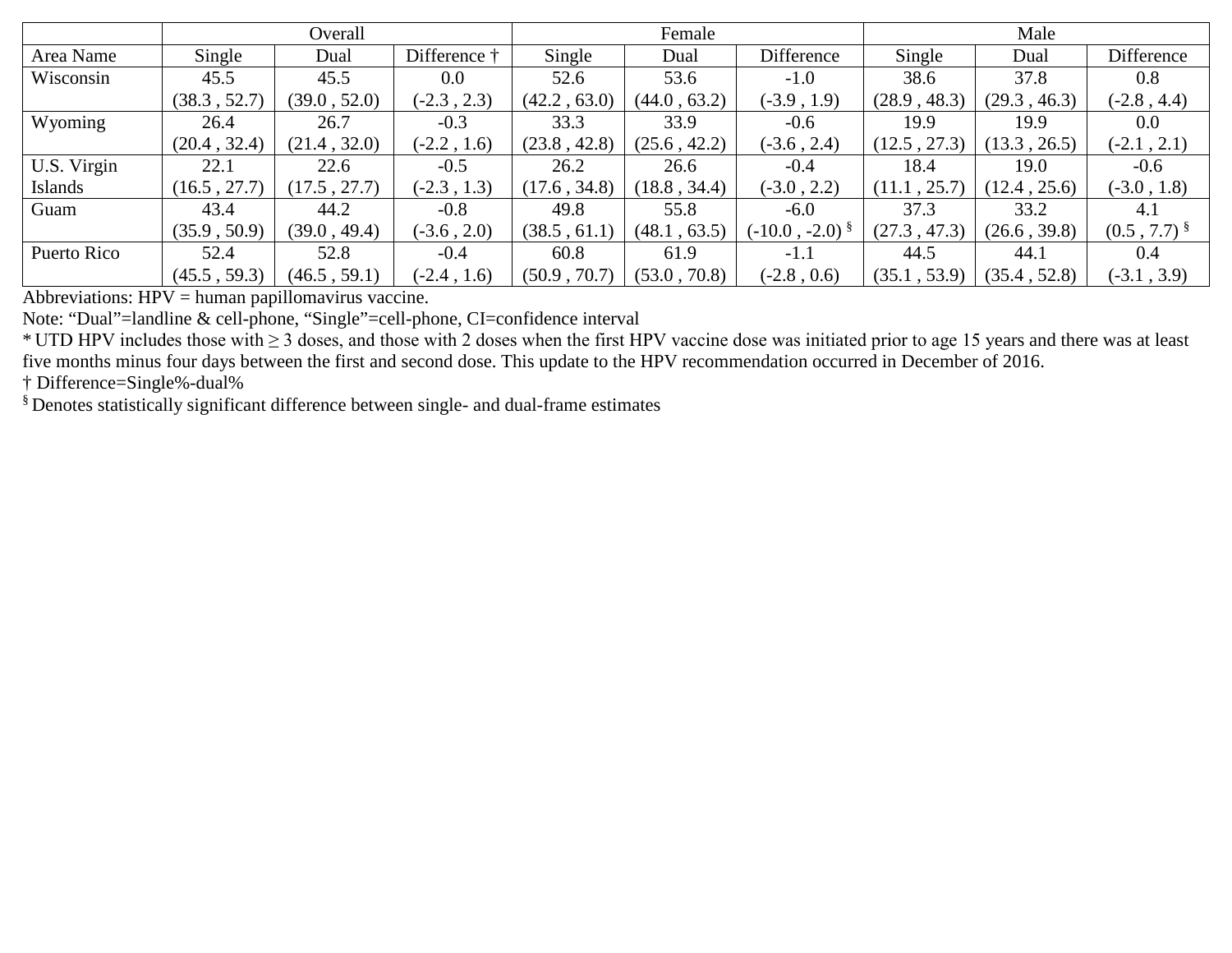| | Overall | | | Female | | | Male | | |
|---|---|---|---|---|---|---|---|---|---|
| Area Name | Single | Dual | Difference † | Single | Dual | Difference | Single | Dual | Difference |
| Wisconsin | 45.5 (38.3 , 52.7) | 45.5 (39.0 , 52.0) | 0.0 (-2.3 , 2.3) | 52.6 (42.2 , 63.0) | 53.6 (44.0 , 63.2) | -1.0 (-3.9 , 1.9) | 38.6 (28.9 , 48.3) | 37.8 (29.3 , 46.3) | 0.8 (-2.8 , 4.4) |
| Wyoming | 26.4 (20.4 , 32.4) | 26.7 (21.4 , 32.0) | -0.3 (-2.2 , 1.6) | 33.3 (23.8 , 42.8) | 33.9 (25.6 , 42.2) | -0.6 (-3.6 , 2.4) | 19.9 (12.5 , 27.3) | 19.9 (13.3 , 26.5) | 0.0 (-2.1 , 2.1) |
| U.S. Virgin Islands | 22.1 (16.5 , 27.7) | 22.6 (17.5 , 27.7) | -0.5 (-2.3 , 1.3) | 26.2 (17.6 , 34.8) | 26.6 (18.8 , 34.4) | -0.4 (-3.0 , 2.2) | 18.4 (11.1 , 25.7) | 19.0 (12.4 , 25.6) | -0.6 (-3.0 , 1.8) |
| Guam | 43.4 (35.9 , 50.9) | 44.2 (39.0 , 49.4) | -0.8 (-3.6 , 2.0) | 49.8 (38.5 , 61.1) | 55.8 (48.1 , 63.5) | -6.0 (-10.0 , -2.0) § | 37.3 (27.3 , 47.3) | 33.2 (26.6 , 39.8) | 4.1 (0.5 , 7.7) § |
| Puerto Rico | 52.4 (45.5 , 59.3) | 52.8 (46.5 , 59.1) | -0.4 (-2.4 , 1.6) | 60.8 (50.9 , 70.7) | 61.9 (53.0 , 70.8) | -1.1 (-2.8 , 0.6) | 44.5 (35.1 , 53.9) | 44.1 (35.4 , 52.8) | 0.4 (-3.1 , 3.9) |

Abbreviations: HPV = human papillomavirus vaccine.

Note: “Dual”=landline & cell-phone, “Single”=cell-phone, CI=confidence interval

* UTD HPV includes those with ≥ 3 doses, and those with 2 doses when the first HPV vaccine dose was initiated prior to age 15 years and there was at least five months minus four days between the first and second dose. This update to the HPV recommendation occurred in December of 2016.

† Difference=Single%-dual%

§ Denotes statistically significant difference between single- and dual-frame estimates